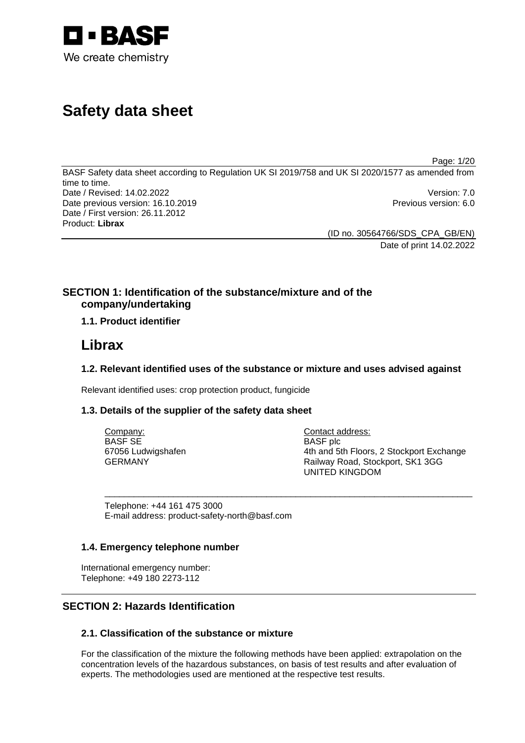D · BASF
We create chemistry

# Safety data sheet

BASF Safety data sheet according to Regulation UK SI 2019/758 and UK SI 2020/1577 as amended from time to time.
Date / Revised: 14.02.2022 Version: 7.0
Date previous version: 16.10.2019 Previous version: 6.0
Date / First version: 26.11.2012
Product: **Librax**

(ID no. 30564766/SDS_CPA_GB/EN)
Date of print 14.02.2022

## SECTION 1: Identification of the substance/mixture and of the company/undertaking

### 1.1. Product identifier

# Librax

### 1.2. Relevant identified uses of the substance or mixture and uses advised against

Relevant identified uses: crop protection product, fungicide

### 1.3. Details of the supplier of the safety data sheet

| Company: | Contact address: |
|---|---|
| BASF SE | BASF plc |
| 67056 Ludwigshafen | 4th and 5th Floors, 2 Stockport Exchange |
| GERMANY | Railway Road, Stockport, SK1 3GG |
| | UNITED KINGDOM |

Telephone: +44 161 475 3000
E-mail address: product-safety-north@basf.com

### 1.4. Emergency telephone number

International emergency number:
Telephone: +49 180 2273-112

## SECTION 2: Hazards Identification

### 2.1. Classification of the substance or mixture

For the classification of the mixture the following methods have been applied: extrapolation on the concentration levels of the hazardous substances, on basis of test results and after evaluation of experts. The methodologies used are mentioned at the respective test results.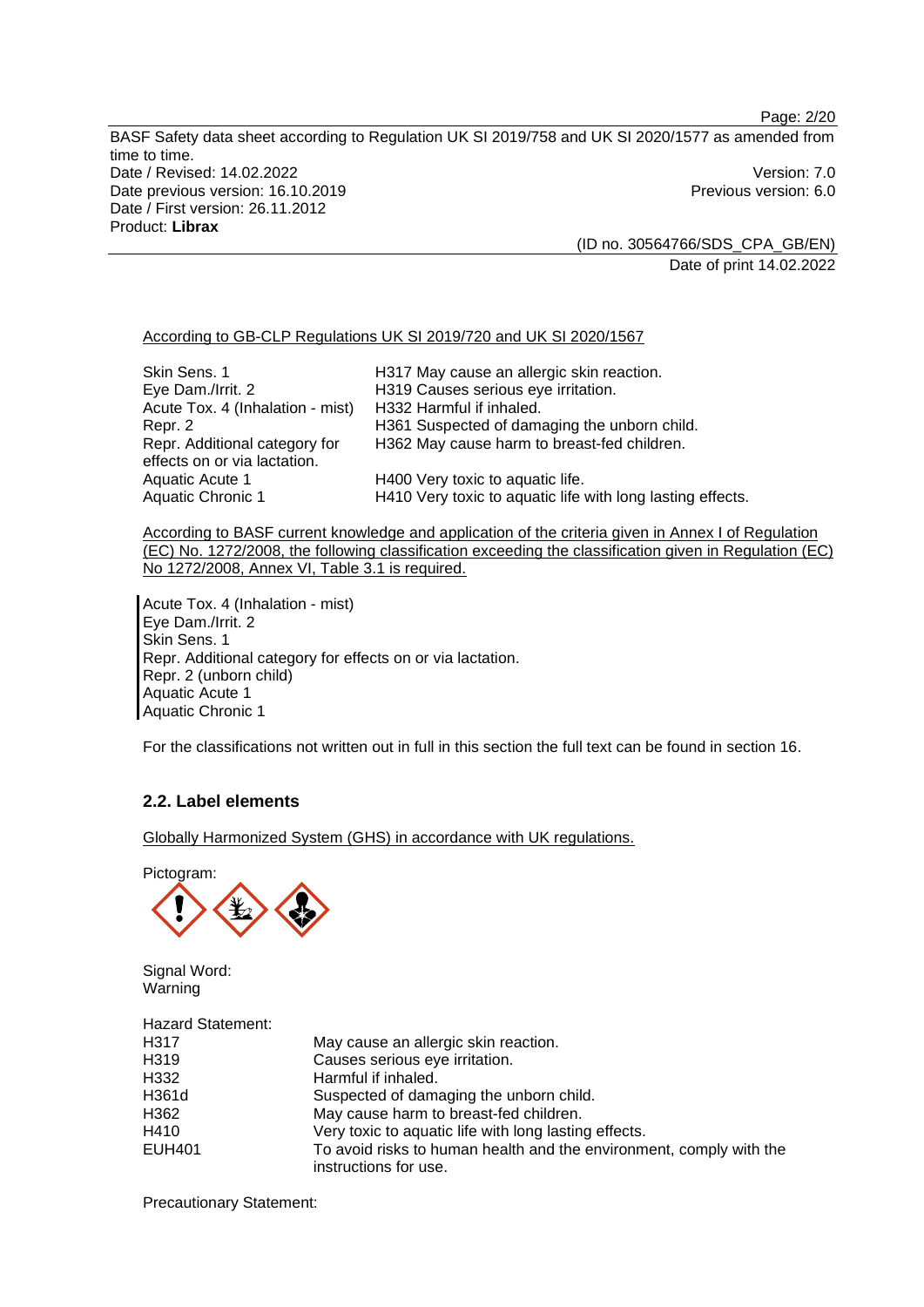According to GB-CLP Regulations UK SI 2019/720 and UK SI 2020/1567

| | |
|---|---|
| Skin Sens. 1 | H317 May cause an allergic skin reaction. |
| Eye Dam./Irrit. 2 | H319 Causes serious eye irritation. |
| Acute Tox. 4 (Inhalation - mist) | H332 Harmful if inhaled. |
| Repr. 2 | H361 Suspected of damaging the unborn child. |
| Repr. Additional category for effects on or via lactation. | H362 May cause harm to breast-fed children. |
| Aquatic Acute 1 | H400 Very toxic to aquatic life. |
| Aquatic Chronic 1 | H410 Very toxic to aquatic life with long lasting effects. |

According to BASF current knowledge and application of the criteria given in Annex I of Regulation (EC) No. 1272/2008, the following classification exceeding the classification given in Regulation (EC) No 1272/2008, Annex VI, Table 3.1 is required.

Acute Tox. 4 (Inhalation - mist)
Eye Dam./Irrit. 2
Skin Sens. 1
Repr. Additional category for effects on or via lactation.
Repr. 2 (unborn child)
Aquatic Acute 1
Aquatic Chronic 1

For the classifications not written out in full in this section the full text can be found in section 16.

## 2.2. Label elements

Globally Harmonized System (GHS) in accordance with UK regulations.

Pictogram:

Signal Word:
Warning

Hazard Statement:

| | |
|---|---|
| H317 | May cause an allergic skin reaction. |
| H319 | Causes serious eye irritation. |
| H332 | Harmful if inhaled. |
| H361d | Suspected of damaging the unborn child. |
| H362 | May cause harm to breast-fed children. |
| H410 | Very toxic to aquatic life with long lasting effects. |
| EUH401 | To avoid risks to human health and the environment, comply with the instructions for use. |

Precautionary Statement: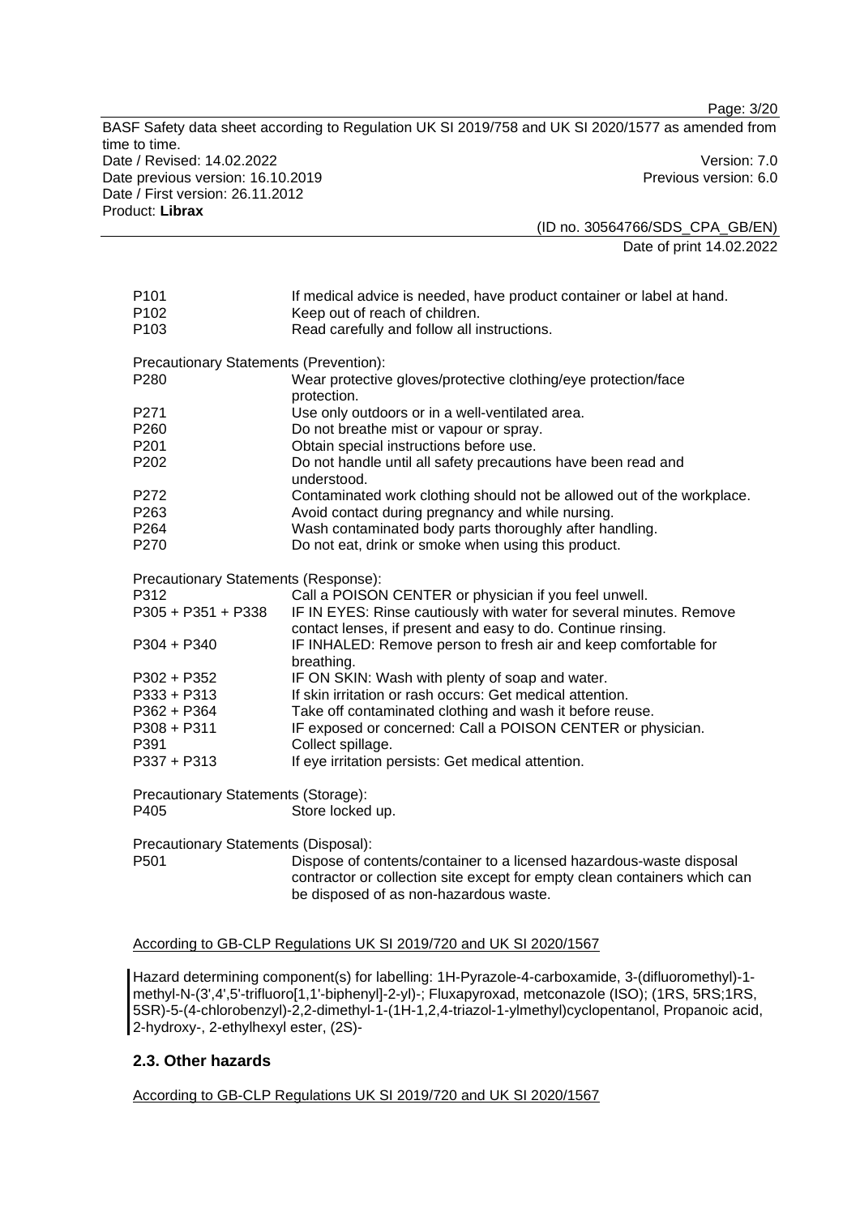| | |
|---|---|
| P101 | If medical advice is needed, have product container or label at hand. |
| P102 | Keep out of reach of children. |
| P103 | Read carefully and follow all instructions. |

Precautionary Statements (Prevention):

| | |
|---|---|
| P280 | Wear protective gloves/protective clothing/eye protection/face protection. |
| P271 | Use only outdoors or in a well-ventilated area. |
| P260 | Do not breathe mist or vapour or spray. |
| P201 | Obtain special instructions before use. |
| P202 | Do not handle until all safety precautions have been read and understood. |
| P272 | Contaminated work clothing should not be allowed out of the workplace. |
| P263 | Avoid contact during pregnancy and while nursing. |
| P264 | Wash contaminated body parts thoroughly after handling. |
| P270 | Do not eat, drink or smoke when using this product. |

Precautionary Statements (Response):

| | |
|---|---|
| P312 | Call a POISON CENTER or physician if you feel unwell. |
| P305 + P351 + P338 | IF IN EYES: Rinse cautiously with water for several minutes. Remove contact lenses, if present and easy to do. Continue rinsing. |
| P304 + P340 | IF INHALED: Remove person to fresh air and keep comfortable for breathing. |
| P302 + P352 | IF ON SKIN: Wash with plenty of soap and water. |
| P333 + P313 | If skin irritation or rash occurs: Get medical attention. |
| P362 + P364 | Take off contaminated clothing and wash it before reuse. |
| P308 + P311 | IF exposed or concerned: Call a POISON CENTER or physician. |
| P391 | Collect spillage. |
| P337 + P313 | If eye irritation persists: Get medical attention. |

Precautionary Statements (Storage):

| | |
|---|---|
| P405 | Store locked up. |

Precautionary Statements (Disposal):

| | |
|---|---|
| P501 | Dispose of contents/container to a licensed hazardous-waste disposal contractor or collection site except for empty clean containers which can be disposed of as non-hazardous waste. |

According to GB-CLP Regulations UK SI 2019/720 and UK SI 2020/1567

Hazard determining component(s) for labelling: 1H-Pyrazole-4-carboxamide, 3-(difluoromethyl)-1-methyl-N-(3',4',5'-trifluoro[1,1'-biphenyl]-2-yl)-; Fluxapyroxad, metconazole (ISO); (1RS, 5RS;1RS, 5SR)-5-(4-chlorobenzyl)-2,2-dimethyl-1-(1H-1,2,4-triazol-1-ylmethyl)cyclopentanol, Propanoic acid, 2-hydroxy-, 2-ethylhexyl ester, (2S)-

## 2.3. Other hazards

According to GB-CLP Regulations UK SI 2019/720 and UK SI 2020/1567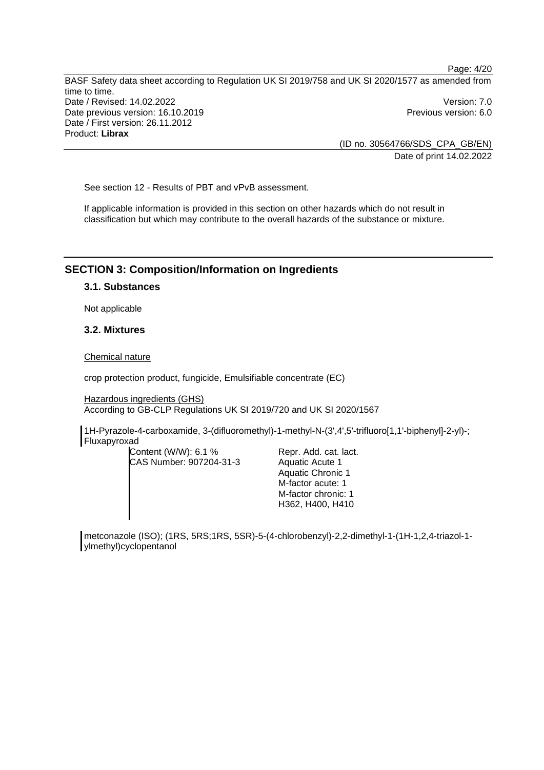See section 12 - Results of PBT and vPvB assessment.

If applicable information is provided in this section on other hazards which do not result in classification but which may contribute to the overall hazards of the substance or mixture.

## SECTION 3: Composition/Information on Ingredients

### 3.1. Substances

Not applicable

### 3.2. Mixtures

Chemical nature

crop protection product, fungicide, Emulsifiable concentrate (EC)

Hazardous ingredients (GHS)
According to GB-CLP Regulations UK SI 2019/720 and UK SI 2020/1567

1H-Pyrazole-4-carboxamide, 3-(difluoromethyl)-1-methyl-N-(3',4',5'-trifluoro[1,1'-biphenyl]-2-yl)-; Fluxapyroxad

| | |
|---|---|
| Content (W/W): 6.1 % | Repr. Add. cat. lact. |
| CAS Number: 907204-31-3 | Aquatic Acute 1 |
| | Aquatic Chronic 1 |
| | M-factor acute: 1 |
| | M-factor chronic: 1 |
| | H362, H400, H410 |

metconazole (ISO); (1RS, 5RS;1RS, 5SR)-5-(4-chlorobenzyl)-2,2-dimethyl-1-(1H-1,2,4-triazol-1-ylmethyl)cyclopentanol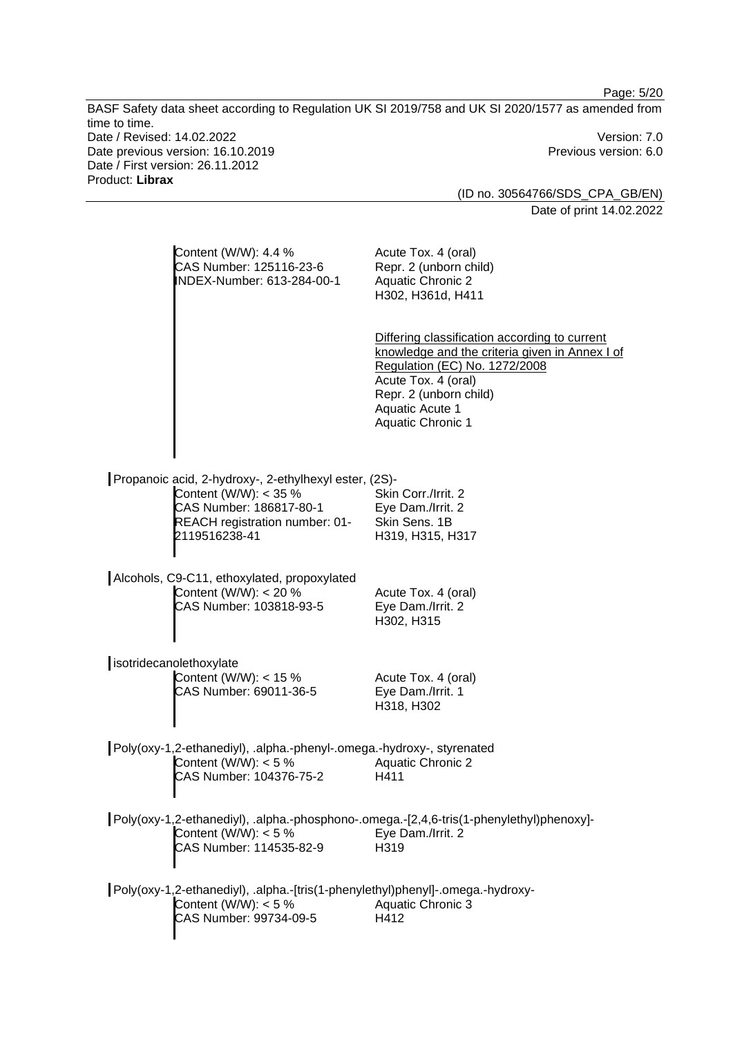Content (W/W): 4.4 %
CAS Number: 125116-23-6
INDEX-Number: 613-284-00-1

Acute Tox. 4 (oral)
Repr. 2 (unborn child)
Aquatic Chronic 2
H302, H361d, H411

Differing classification according to current knowledge and the criteria given in Annex I of Regulation (EC) No. 1272/2008
Acute Tox. 4 (oral)
Repr. 2 (unborn child)
Aquatic Acute 1
Aquatic Chronic 1

Propanoic acid, 2-hydroxy-, 2-ethylhexyl ester, (2S)-

Content (W/W): < 35 %
CAS Number: 186817-80-1
REACH registration number: 01-2119516238-41

Skin Corr./Irrit. 2
Eye Dam./Irrit. 2
Skin Sens. 1B
H319, H315, H317

Alcohols, C9-C11, ethoxylated, propoxylated

Content (W/W): < 20 %
CAS Number: 103818-93-5

Acute Tox. 4 (oral)
Eye Dam./Irrit. 2
H302, H315

isotridecanolethoxylate

Content (W/W): < 15 %
CAS Number: 69011-36-5

Acute Tox. 4 (oral)
Eye Dam./Irrit. 1
H318, H302

Poly(oxy-1,2-ethanediyl), .alpha.-phenyl-.omega.-hydroxy-, styrenated

Content (W/W): < 5 %
CAS Number: 104376-75-2

Aquatic Chronic 2
H411

Poly(oxy-1,2-ethanediyl), .alpha.-phosphono-.omega.-[2,4,6-tris(1-phenylethyl)phenoxy]-

Content (W/W): < 5 %
CAS Number: 114535-82-9

Eye Dam./Irrit. 2
H319

Poly(oxy-1,2-ethanediyl), .alpha.-[tris(1-phenylethyl)phenyl]-.omega.-hydroxy-

Content (W/W): < 5 %
CAS Number: 99734-09-5

Aquatic Chronic 3
H412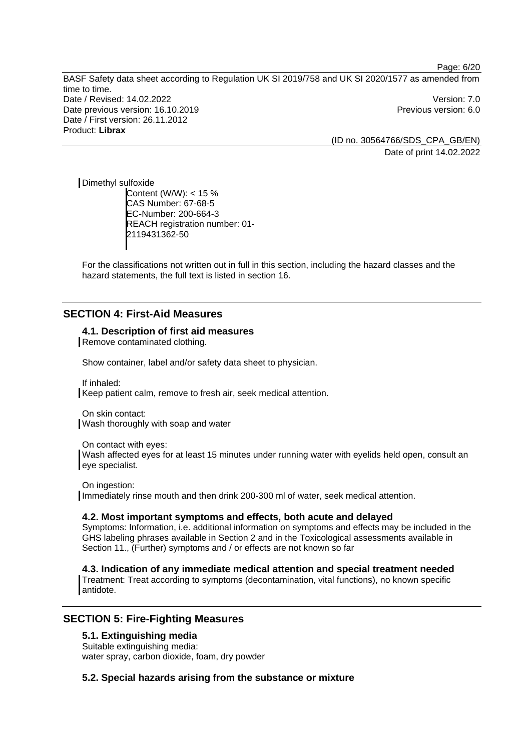Dimethyl sulfoxide

Content (W/W): < 15 %
CAS Number: 67-68-5
EC-Number: 200-664-3
REACH registration number: 01-2119431362-50

For the classifications not written out in full in this section, including the hazard classes and the hazard statements, the full text is listed in section 16.

## SECTION 4: First-Aid Measures

### 4.1. Description of first aid measures

Remove contaminated clothing.

Show container, label and/or safety data sheet to physician.

If inhaled:
Keep patient calm, remove to fresh air, seek medical attention.

On skin contact:
Wash thoroughly with soap and water

On contact with eyes:
Wash affected eyes for at least 15 minutes under running water with eyelids held open, consult an eye specialist.

On ingestion:
Immediately rinse mouth and then drink 200-300 ml of water, seek medical attention.

### 4.2. Most important symptoms and effects, both acute and delayed

Symptoms: Information, i.e. additional information on symptoms and effects may be included in the GHS labeling phrases available in Section 2 and in the Toxicological assessments available in Section 11., (Further) symptoms and / or effects are not known so far

### 4.3. Indication of any immediate medical attention and special treatment needed

Treatment: Treat according to symptoms (decontamination, vital functions), no known specific antidote.

## SECTION 5: Fire-Fighting Measures

### 5.1. Extinguishing media

Suitable extinguishing media:
water spray, carbon dioxide, foam, dry powder

### 5.2. Special hazards arising from the substance or mixture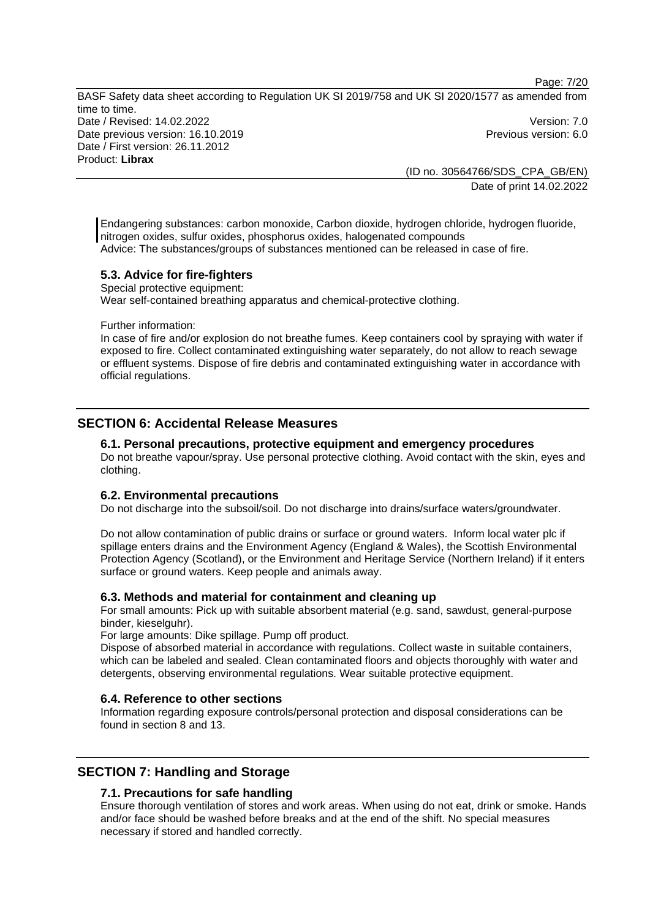Endangering substances: carbon monoxide, Carbon dioxide, hydrogen chloride, hydrogen fluoride, nitrogen oxides, sulfur oxides, phosphorus oxides, halogenated compounds
Advice: The substances/groups of substances mentioned can be released in case of fire.

### 5.3. Advice for fire-fighters

Special protective equipment:
Wear self-contained breathing apparatus and chemical-protective clothing.

Further information:
In case of fire and/or explosion do not breathe fumes. Keep containers cool by spraying with water if exposed to fire. Collect contaminated extinguishing water separately, do not allow to reach sewage or effluent systems. Dispose of fire debris and contaminated extinguishing water in accordance with official regulations.

## SECTION 6: Accidental Release Measures

### 6.1. Personal precautions, protective equipment and emergency procedures

Do not breathe vapour/spray. Use personal protective clothing. Avoid contact with the skin, eyes and clothing.

### 6.2. Environmental precautions

Do not discharge into the subsoil/soil. Do not discharge into drains/surface waters/groundwater.

Do not allow contamination of public drains or surface or ground waters. Inform local water plc if spillage enters drains and the Environment Agency (England & Wales), the Scottish Environmental Protection Agency (Scotland), or the Environment and Heritage Service (Northern Ireland) if it enters surface or ground waters. Keep people and animals away.

### 6.3. Methods and material for containment and cleaning up

For small amounts: Pick up with suitable absorbent material (e.g. sand, sawdust, general-purpose binder, kieselguhr).
For large amounts: Dike spillage. Pump off product.
Dispose of absorbed material in accordance with regulations. Collect waste in suitable containers, which can be labeled and sealed. Clean contaminated floors and objects thoroughly with water and detergents, observing environmental regulations. Wear suitable protective equipment.

### 6.4. Reference to other sections

Information regarding exposure controls/personal protection and disposal considerations can be found in section 8 and 13.

## SECTION 7: Handling and Storage

### 7.1. Precautions for safe handling

Ensure thorough ventilation of stores and work areas. When using do not eat, drink or smoke. Hands and/or face should be washed before breaks and at the end of the shift. No special measures necessary if stored and handled correctly.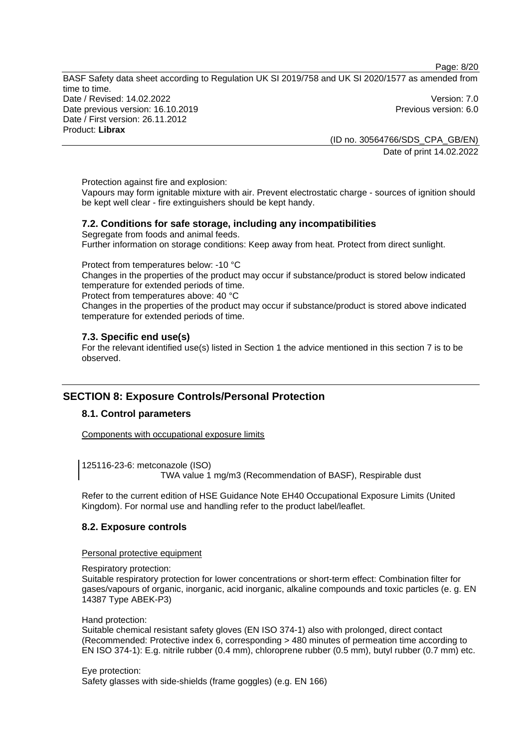Protection against fire and explosion:
Vapours may form ignitable mixture with air. Prevent electrostatic charge - sources of ignition should be kept well clear - fire extinguishers should be kept handy.

### 7.2. Conditions for safe storage, including any incompatibilities

Segregate from foods and animal feeds.
Further information on storage conditions: Keep away from heat. Protect from direct sunlight.

Protect from temperatures below: -10 °C
Changes in the properties of the product may occur if substance/product is stored below indicated temperature for extended periods of time.
Protect from temperatures above: 40 °C
Changes in the properties of the product may occur if substance/product is stored above indicated temperature for extended periods of time.

### 7.3. Specific end use(s)

For the relevant identified use(s) listed in Section 1 the advice mentioned in this section 7 is to be observed.

## SECTION 8: Exposure Controls/Personal Protection

### 8.1. Control parameters

Components with occupational exposure limits

125116-23-6: metconazole (ISO)
TWA value 1 mg/m3 (Recommendation of BASF), Respirable dust

Refer to the current edition of HSE Guidance Note EH40 Occupational Exposure Limits (United Kingdom). For normal use and handling refer to the product label/leaflet.

### 8.2. Exposure controls

Personal protective equipment

Respiratory protection:
Suitable respiratory protection for lower concentrations or short-term effect: Combination filter for gases/vapours of organic, inorganic, acid inorganic, alkaline compounds and toxic particles (e. g. EN 14387 Type ABEK-P3)

Hand protection:
Suitable chemical resistant safety gloves (EN ISO 374-1) also with prolonged, direct contact (Recommended: Protective index 6, corresponding > 480 minutes of permeation time according to EN ISO 374-1): E.g. nitrile rubber (0.4 mm), chloroprene rubber (0.5 mm), butyl rubber (0.7 mm) etc.

Eye protection:
Safety glasses with side-shields (frame goggles) (e.g. EN 166)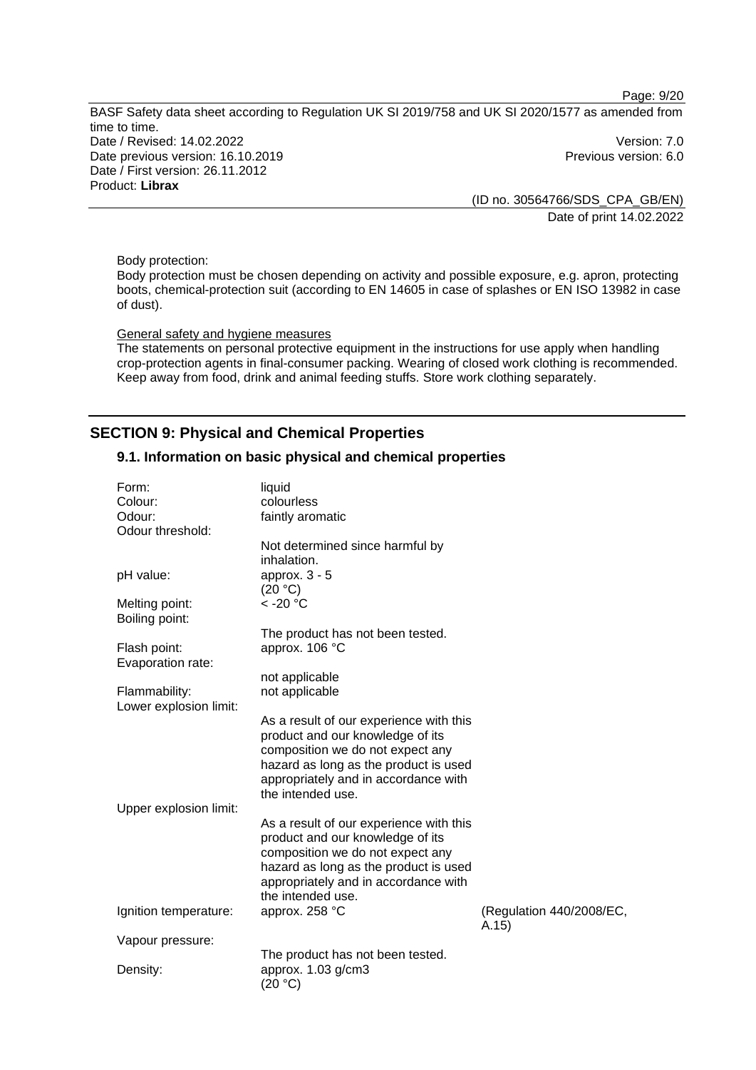Body protection:
Body protection must be chosen depending on activity and possible exposure, e.g. apron, protecting boots, chemical-protection suit (according to EN 14605 in case of splashes or EN ISO 13982 in case of dust).

General safety and hygiene measures
The statements on personal protective equipment in the instructions for use apply when handling crop-protection agents in final-consumer packing. Wearing of closed work clothing is recommended. Keep away from food, drink and animal feeding stuffs. Store work clothing separately.

## SECTION 9: Physical and Chemical Properties

### 9.1. Information on basic physical and chemical properties

| | | |
|---|---|---|
| Form: | liquid | |
| Colour: | colourless | |
| Odour: | faintly aromatic | |
| Odour threshold: | Not determined since harmful by inhalation. | |
| pH value: | approx. 3 - 5 (20 °C) | |
| Melting point: | < -20 °C | |
| Boiling point: | The product has not been tested. | |
| Flash point: | approx. 106 °C | |
| Evaporation rate: | not applicable | |
| Flammability: | not applicable | |
| Lower explosion limit: | As a result of our experience with this product and our knowledge of its composition we do not expect any hazard as long as the product is used appropriately and in accordance with the intended use. | |
| Upper explosion limit: | As a result of our experience with this product and our knowledge of its composition we do not expect any hazard as long as the product is used appropriately and in accordance with the intended use. | |
| Ignition temperature: | approx. 258 °C | (Regulation 440/2008/EC, A.15) |
| Vapour pressure: | The product has not been tested. | |
| Density: | approx. 1.03 g/cm3 (20 °C) | |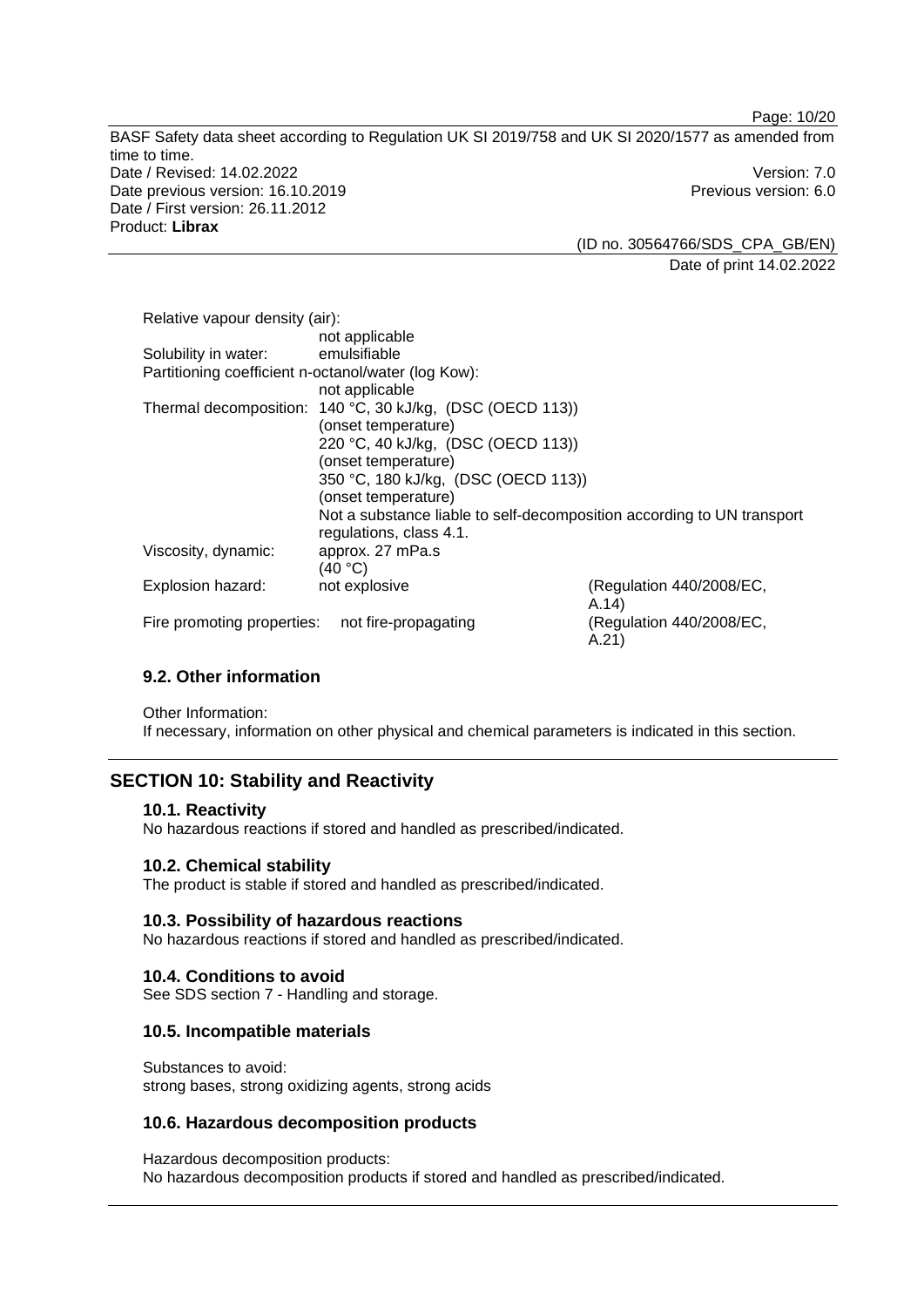Relative vapour density (air):
not applicable

Solubility in water: emulsifiable

Partitioning coefficient n-octanol/water (log Kow):
not applicable

Thermal decomposition: 140 °C, 30 kJ/kg, (DSC (OECD 113))
(onset temperature)
220 °C, 40 kJ/kg, (DSC (OECD 113))
(onset temperature)
350 °C, 180 kJ/kg, (DSC (OECD 113))
(onset temperature)
Not a substance liable to self-decomposition according to UN transport regulations, class 4.1.

Viscosity, dynamic: approx. 27 mPa.s
(40 °C)

Explosion hazard: not explosive (Regulation 440/2008/EC, A.14)

Fire promoting properties: not fire-propagating (Regulation 440/2008/EC, A.21)

### 9.2. Other information

Other Information:
If necessary, information on other physical and chemical parameters is indicated in this section.

## SECTION 10: Stability and Reactivity

### 10.1. Reactivity

No hazardous reactions if stored and handled as prescribed/indicated.

### 10.2. Chemical stability

The product is stable if stored and handled as prescribed/indicated.

### 10.3. Possibility of hazardous reactions

No hazardous reactions if stored and handled as prescribed/indicated.

### 10.4. Conditions to avoid

See SDS section 7 - Handling and storage.

### 10.5. Incompatible materials

Substances to avoid:
strong bases, strong oxidizing agents, strong acids

### 10.6. Hazardous decomposition products

Hazardous decomposition products:
No hazardous decomposition products if stored and handled as prescribed/indicated.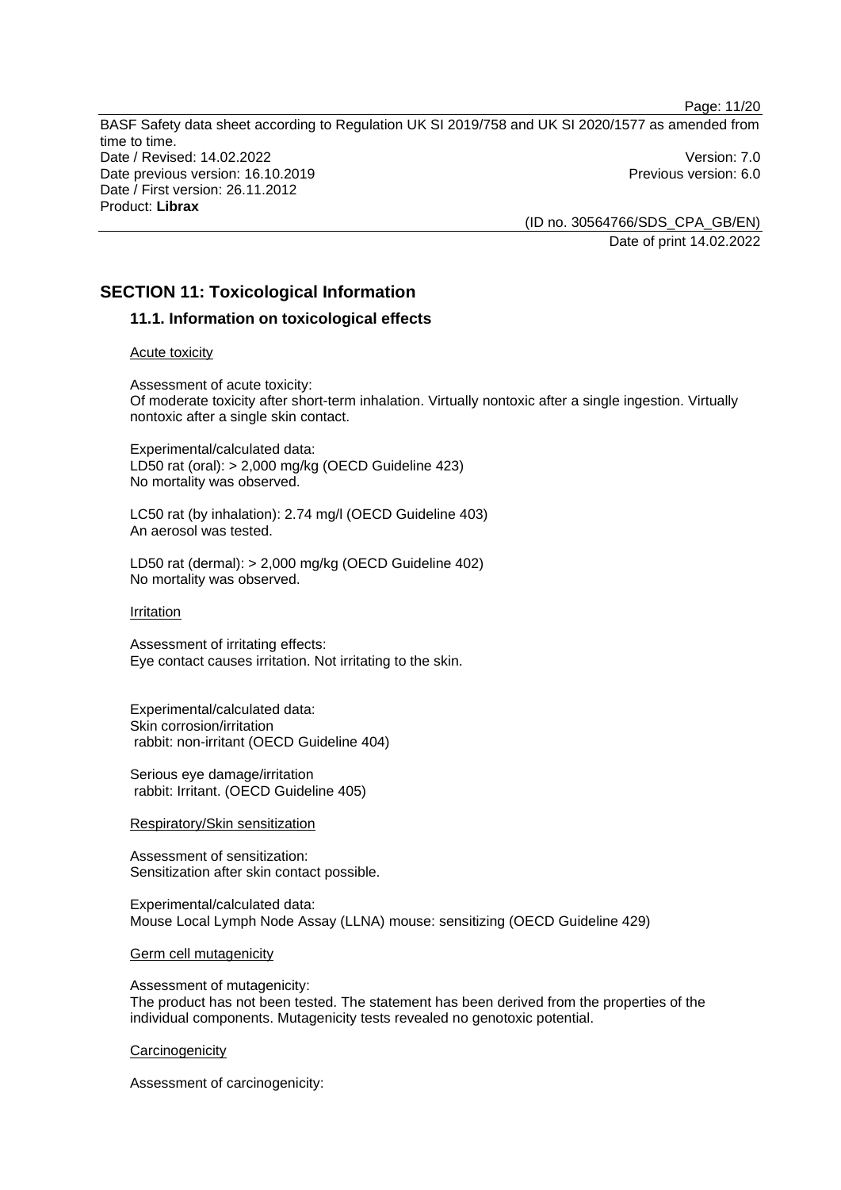## SECTION 11: Toxicological Information

### 11.1. Information on toxicological effects

Acute toxicity

Assessment of acute toxicity:
Of moderate toxicity after short-term inhalation. Virtually nontoxic after a single ingestion. Virtually nontoxic after a single skin contact.

Experimental/calculated data:
LD50 rat (oral): > 2,000 mg/kg (OECD Guideline 423)
No mortality was observed.

LC50 rat (by inhalation): 2.74 mg/l (OECD Guideline 403)
An aerosol was tested.

LD50 rat (dermal): > 2,000 mg/kg (OECD Guideline 402)
No mortality was observed.

Irritation

Assessment of irritating effects:
Eye contact causes irritation. Not irritating to the skin.

Experimental/calculated data:
Skin corrosion/irritation
rabbit: non-irritant (OECD Guideline 404)

Serious eye damage/irritation
rabbit: Irritant. (OECD Guideline 405)

Respiratory/Skin sensitization

Assessment of sensitization:
Sensitization after skin contact possible.

Experimental/calculated data:
Mouse Local Lymph Node Assay (LLNA) mouse: sensitizing (OECD Guideline 429)

Germ cell mutagenicity

Assessment of mutagenicity:
The product has not been tested. The statement has been derived from the properties of the individual components. Mutagenicity tests revealed no genotoxic potential.

Carcinogenicity

Assessment of carcinogenicity: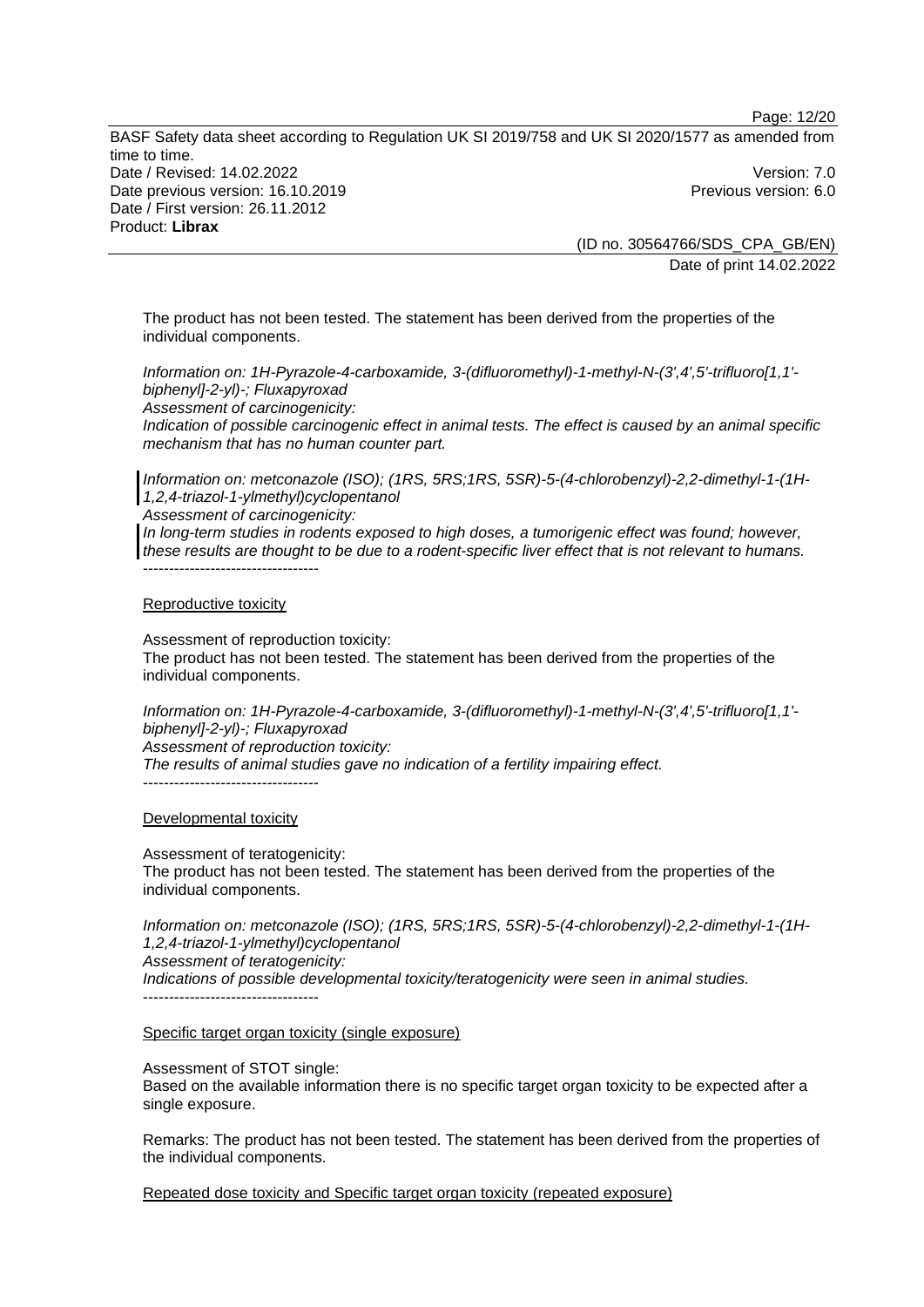The product has not been tested. The statement has been derived from the properties of the individual components.

*Information on: 1H-Pyrazole-4-carboxamide, 3-(difluoromethyl)-1-methyl-N-(3',4',5'-trifluoro[1,1'-biphenyl]-2-yl)-; Fluxapyroxad*
*Assessment of carcinogenicity:*
*Indication of possible carcinogenic effect in animal tests. The effect is caused by an animal specific mechanism that has no human counter part.*

*Information on: metconazole (ISO); (1RS, 5RS;1RS, 5SR)-5-(4-chlorobenzyl)-2,2-dimethyl-1-(1H-1,2,4-triazol-1-ylmethyl)cyclopentanol*
*Assessment of carcinogenicity:*
*In long-term studies in rodents exposed to high doses, a tumorigenic effect was found; however, these results are thought to be due to a rodent-specific liver effect that is not relevant to humans.*
----------------------------------

Reproductive toxicity

Assessment of reproduction toxicity:
The product has not been tested. The statement has been derived from the properties of the individual components.

*Information on: 1H-Pyrazole-4-carboxamide, 3-(difluoromethyl)-1-methyl-N-(3',4',5'-trifluoro[1,1'-biphenyl]-2-yl)-; Fluxapyroxad*
*Assessment of reproduction toxicity:*
*The results of animal studies gave no indication of a fertility impairing effect.*
----------------------------------

Developmental toxicity

Assessment of teratogenicity:
The product has not been tested. The statement has been derived from the properties of the individual components.

*Information on: metconazole (ISO); (1RS, 5RS;1RS, 5SR)-5-(4-chlorobenzyl)-2,2-dimethyl-1-(1H-1,2,4-triazol-1-ylmethyl)cyclopentanol*
*Assessment of teratogenicity:*
*Indications of possible developmental toxicity/teratogenicity were seen in animal studies.*
----------------------------------

Specific target organ toxicity (single exposure)

Assessment of STOT single:
Based on the available information there is no specific target organ toxicity to be expected after a single exposure.

Remarks: The product has not been tested. The statement has been derived from the properties of the individual components.

Repeated dose toxicity and Specific target organ toxicity (repeated exposure)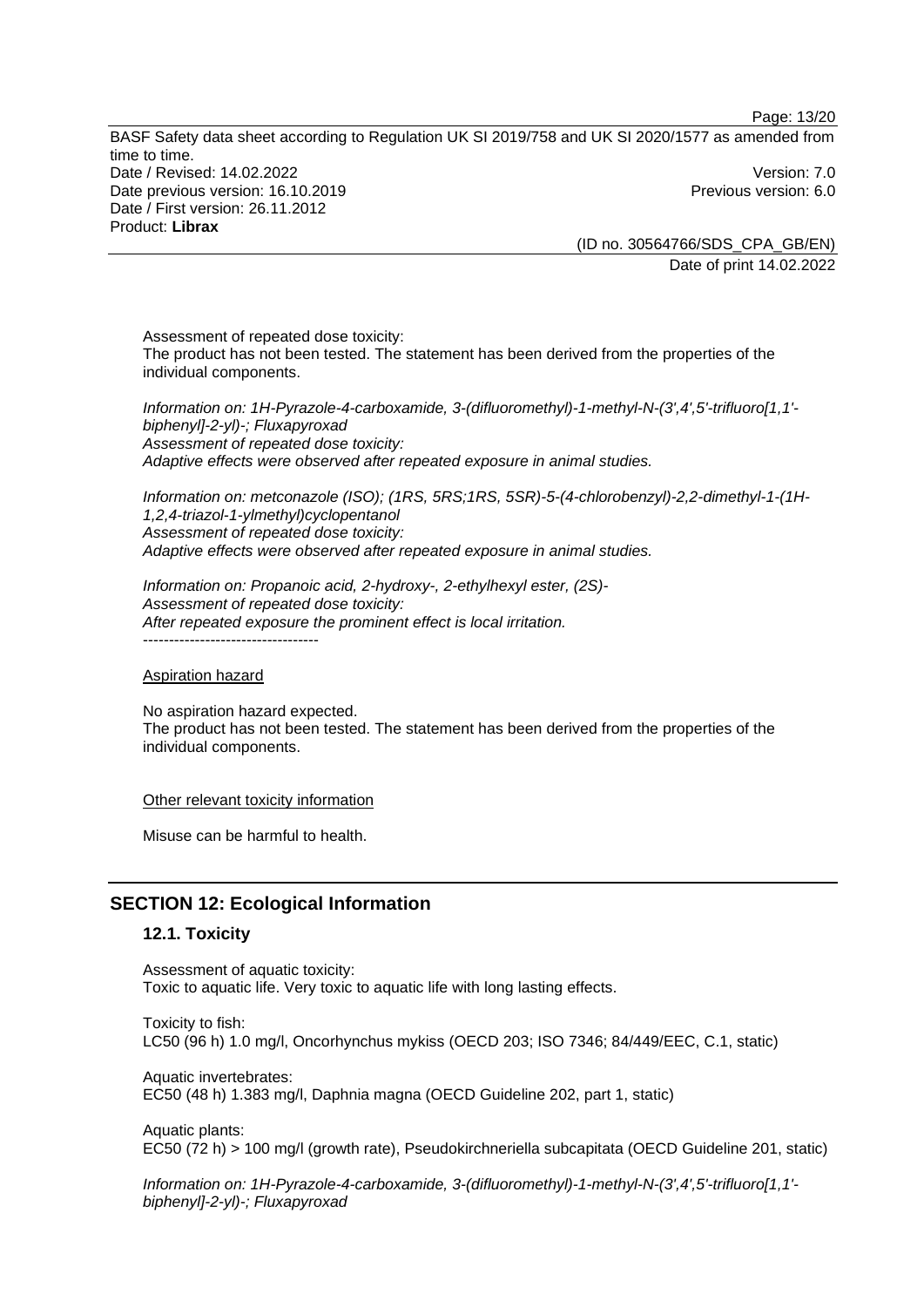Assessment of repeated dose toxicity:
The product has not been tested. The statement has been derived from the properties of the individual components.

*Information on: 1H-Pyrazole-4-carboxamide, 3-(difluoromethyl)-1-methyl-N-(3',4',5'-trifluoro[1,1'-biphenyl]-2-yl)-; Fluxapyroxad*
*Assessment of repeated dose toxicity:*
*Adaptive effects were observed after repeated exposure in animal studies.*

*Information on: metconazole (ISO); (1RS, 5RS;1RS, 5SR)-5-(4-chlorobenzyl)-2,2-dimethyl-1-(1H-1,2,4-triazol-1-ylmethyl)cyclopentanol*
*Assessment of repeated dose toxicity:*
*Adaptive effects were observed after repeated exposure in animal studies.*

*Information on: Propanoic acid, 2-hydroxy-, 2-ethylhexyl ester, (2S)-*
*Assessment of repeated dose toxicity:*
*After repeated exposure the prominent effect is local irritation.*
----------------------------------

Aspiration hazard

No aspiration hazard expected.
The product has not been tested. The statement has been derived from the properties of the individual components.

Other relevant toxicity information

Misuse can be harmful to health.

## SECTION 12: Ecological Information

### 12.1. Toxicity

Assessment of aquatic toxicity:
Toxic to aquatic life. Very toxic to aquatic life with long lasting effects.

Toxicity to fish:
LC50 (96 h) 1.0 mg/l, Oncorhynchus mykiss (OECD 203; ISO 7346; 84/449/EEC, C.1, static)

Aquatic invertebrates:
EC50 (48 h) 1.383 mg/l, Daphnia magna (OECD Guideline 202, part 1, static)

Aquatic plants:
EC50 (72 h) > 100 mg/l (growth rate), Pseudokirchneriella subcapitata (OECD Guideline 201, static)

*Information on: 1H-Pyrazole-4-carboxamide, 3-(difluoromethyl)-1-methyl-N-(3',4',5'-trifluoro[1,1'-biphenyl]-2-yl)-; Fluxapyroxad*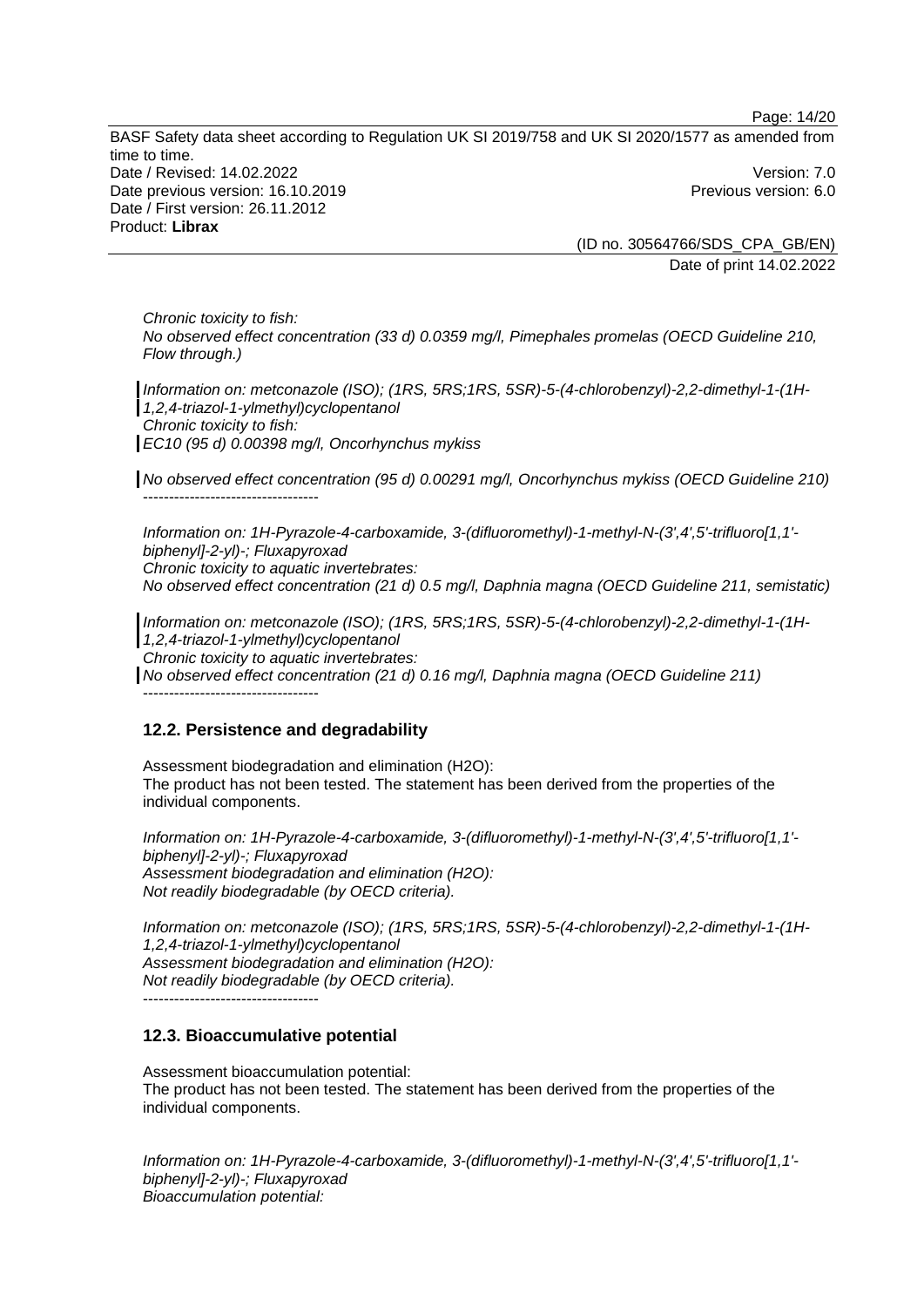*Chronic toxicity to fish:*
*No observed effect concentration (33 d) 0.0359 mg/l, Pimephales promelas (OECD Guideline 210, Flow through.)*

*Information on: metconazole (ISO); (1RS, 5RS;1RS, 5SR)-5-(4-chlorobenzyl)-2,2-dimethyl-1-(1H-1,2,4-triazol-1-ylmethyl)cyclopentanol*
*Chronic toxicity to fish:*
*EC10 (95 d) 0.00398 mg/l, Oncorhynchus mykiss*

*No observed effect concentration (95 d) 0.00291 mg/l, Oncorhynchus mykiss (OECD Guideline 210)*
----------------------------------

*Information on: 1H-Pyrazole-4-carboxamide, 3-(difluoromethyl)-1-methyl-N-(3',4',5'-trifluoro[1,1'-biphenyl]-2-yl)-; Fluxapyroxad*
*Chronic toxicity to aquatic invertebrates:*
*No observed effect concentration (21 d) 0.5 mg/l, Daphnia magna (OECD Guideline 211, semistatic)*

*Information on: metconazole (ISO); (1RS, 5RS;1RS, 5SR)-5-(4-chlorobenzyl)-2,2-dimethyl-1-(1H-1,2,4-triazol-1-ylmethyl)cyclopentanol*
*Chronic toxicity to aquatic invertebrates:*
*No observed effect concentration (21 d) 0.16 mg/l, Daphnia magna (OECD Guideline 211)*
----------------------------------

### 12.2. Persistence and degradability

Assessment biodegradation and elimination (H2O):
The product has not been tested. The statement has been derived from the properties of the individual components.

*Information on: 1H-Pyrazole-4-carboxamide, 3-(difluoromethyl)-1-methyl-N-(3',4',5'-trifluoro[1,1'-biphenyl]-2-yl)-; Fluxapyroxad*
*Assessment biodegradation and elimination (H2O):*
*Not readily biodegradable (by OECD criteria).*

*Information on: metconazole (ISO); (1RS, 5RS;1RS, 5SR)-5-(4-chlorobenzyl)-2,2-dimethyl-1-(1H-1,2,4-triazol-1-ylmethyl)cyclopentanol*
*Assessment biodegradation and elimination (H2O):*
*Not readily biodegradable (by OECD criteria).*
----------------------------------

### 12.3. Bioaccumulative potential

Assessment bioaccumulation potential:
The product has not been tested. The statement has been derived from the properties of the individual components.

*Information on: 1H-Pyrazole-4-carboxamide, 3-(difluoromethyl)-1-methyl-N-(3',4',5'-trifluoro[1,1'-biphenyl]-2-yl)-; Fluxapyroxad*
*Bioaccumulation potential:*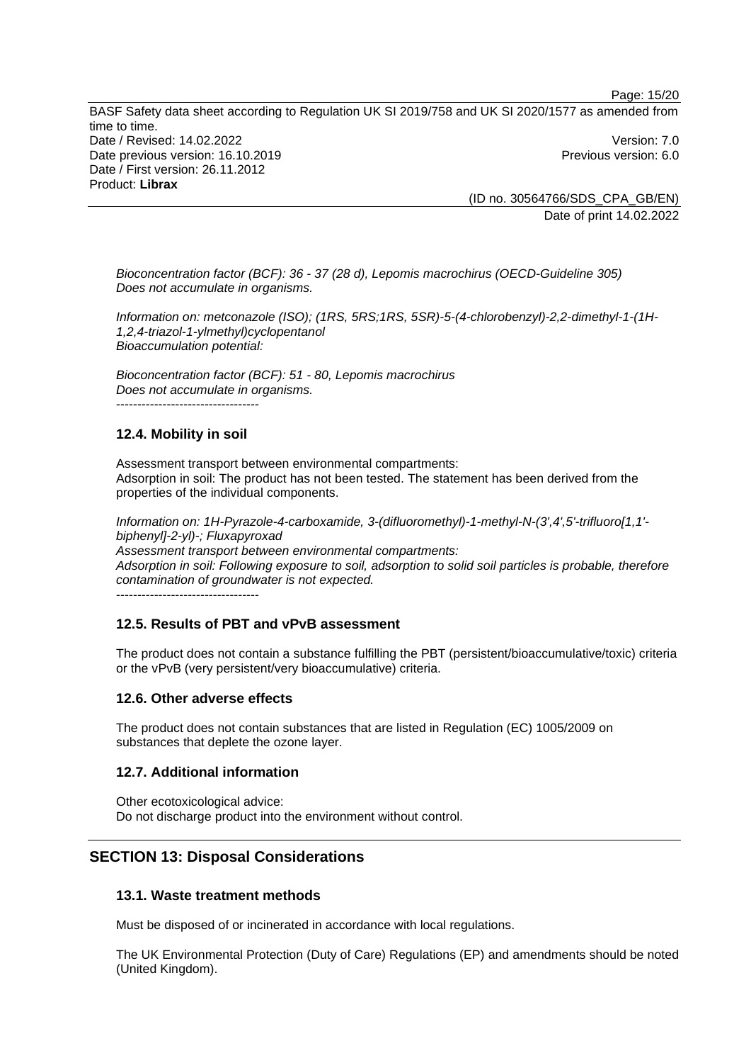*Bioconcentration factor (BCF): 36 - 37 (28 d), Lepomis macrochirus (OECD-Guideline 305)*
*Does not accumulate in organisms.*

*Information on: metconazole (ISO); (1RS, 5RS;1RS, 5SR)-5-(4-chlorobenzyl)-2,2-dimethyl-1-(1H-1,2,4-triazol-1-ylmethyl)cyclopentanol*
*Bioaccumulation potential:*

*Bioconcentration factor (BCF): 51 - 80, Lepomis macrochirus*
*Does not accumulate in organisms.*
----------------------------------

### 12.4. Mobility in soil

Assessment transport between environmental compartments:
Adsorption in soil: The product has not been tested. The statement has been derived from the properties of the individual components.

*Information on: 1H-Pyrazole-4-carboxamide, 3-(difluoromethyl)-1-methyl-N-(3',4',5'-trifluoro[1,1'-biphenyl]-2-yl)-; Fluxapyroxad*
*Assessment transport between environmental compartments:*
*Adsorption in soil: Following exposure to soil, adsorption to solid soil particles is probable, therefore contamination of groundwater is not expected.*
----------------------------------

### 12.5. Results of PBT and vPvB assessment

The product does not contain a substance fulfilling the PBT (persistent/bioaccumulative/toxic) criteria or the vPvB (very persistent/very bioaccumulative) criteria.

### 12.6. Other adverse effects

The product does not contain substances that are listed in Regulation (EC) 1005/2009 on substances that deplete the ozone layer.

### 12.7. Additional information

Other ecotoxicological advice:
Do not discharge product into the environment without control.

## SECTION 13: Disposal Considerations

### 13.1. Waste treatment methods

Must be disposed of or incinerated in accordance with local regulations.

The UK Environmental Protection (Duty of Care) Regulations (EP) and amendments should be noted (United Kingdom).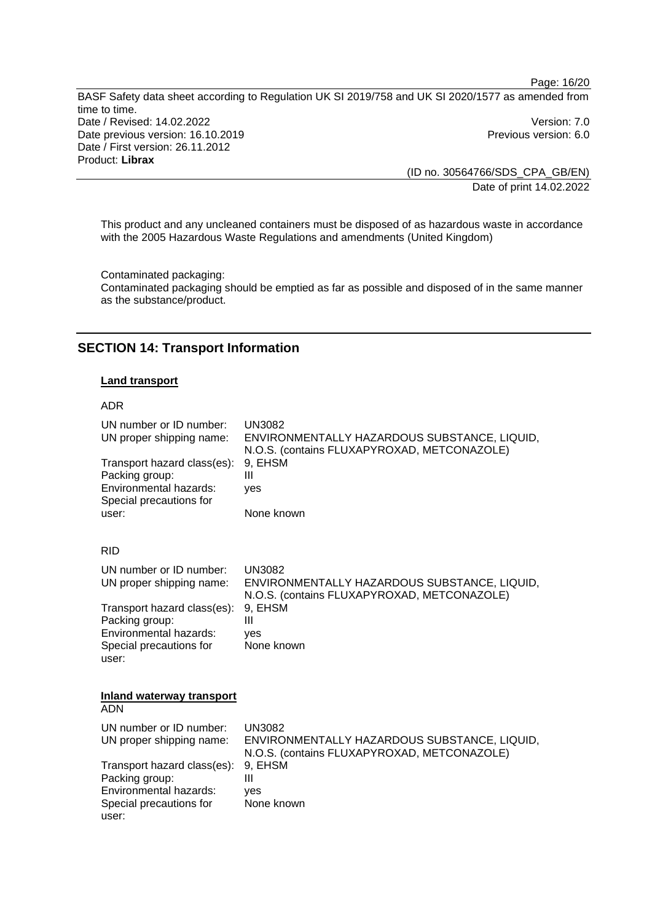This product and any uncleaned containers must be disposed of as hazardous waste in accordance with the 2005 Hazardous Waste Regulations and amendments (United Kingdom)

Contaminated packaging:
Contaminated packaging should be emptied as far as possible and disposed of in the same manner as the substance/product.

## SECTION 14: Transport Information

**Land transport**

ADR

| | |
|---|---|
| UN number or ID number: | UN3082 |
| UN proper shipping name: | ENVIRONMENTALLY HAZARDOUS SUBSTANCE, LIQUID, N.O.S. (contains FLUXAPYROXAD, METCONAZOLE) |
| Transport hazard class(es): | 9, EHSM |
| Packing group: | III |
| Environmental hazards: | yes |
| Special precautions for user: | None known |

RID

| | |
|---|---|
| UN number or ID number: | UN3082 |
| UN proper shipping name: | ENVIRONMENTALLY HAZARDOUS SUBSTANCE, LIQUID, N.O.S. (contains FLUXAPYROXAD, METCONAZOLE) |
| Transport hazard class(es): | 9, EHSM |
| Packing group: | III |
| Environmental hazards: | yes |
| Special precautions for user: | None known |

**Inland waterway transport**
ADN

| | |
|---|---|
| UN number or ID number: | UN3082 |
| UN proper shipping name: | ENVIRONMENTALLY HAZARDOUS SUBSTANCE, LIQUID, N.O.S. (contains FLUXAPYROXAD, METCONAZOLE) |
| Transport hazard class(es): | 9, EHSM |
| Packing group: | III |
| Environmental hazards: | yes |
| Special precautions for user: | None known |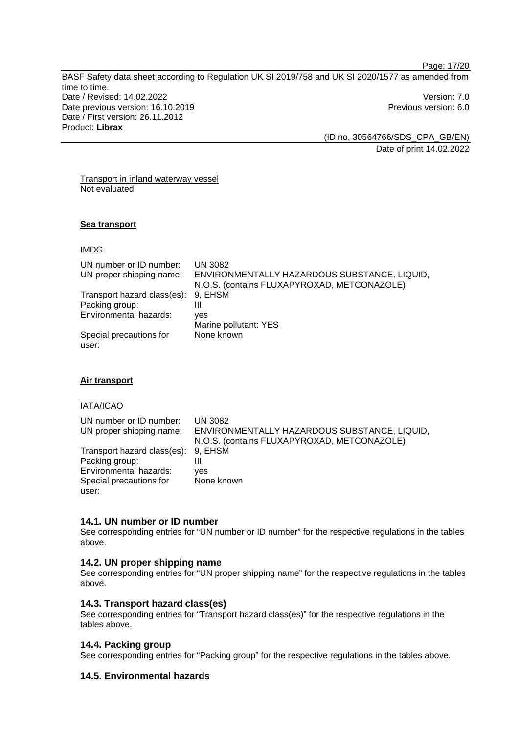Transport in inland waterway vessel
Not evaluated

**Sea transport**

IMDG

| | |
|---|---|
| UN number or ID number: | UN 3082 |
| UN proper shipping name: | ENVIRONMENTALLY HAZARDOUS SUBSTANCE, LIQUID, N.O.S. (contains FLUXAPYROXAD, METCONAZOLE) |
| Transport hazard class(es): | 9, EHSM |
| Packing group: | III |
| Environmental hazards: | yes<br>Marine pollutant: YES |
| Special precautions for user: | None known |

**Air transport**

IATA/ICAO

| | |
|---|---|
| UN number or ID number: | UN 3082 |
| UN proper shipping name: | ENVIRONMENTALLY HAZARDOUS SUBSTANCE, LIQUID, N.O.S. (contains FLUXAPYROXAD, METCONAZOLE) |
| Transport hazard class(es): | 9, EHSM |
| Packing group: | III |
| Environmental hazards: | yes |
| Special precautions for user: | None known |

### 14.1. UN number or ID number

See corresponding entries for “UN number or ID number” for the respective regulations in the tables above.

### 14.2. UN proper shipping name

See corresponding entries for “UN proper shipping name” for the respective regulations in the tables above.

### 14.3. Transport hazard class(es)

See corresponding entries for “Transport hazard class(es)” for the respective regulations in the tables above.

### 14.4. Packing group

See corresponding entries for “Packing group” for the respective regulations in the tables above.

### 14.5. Environmental hazards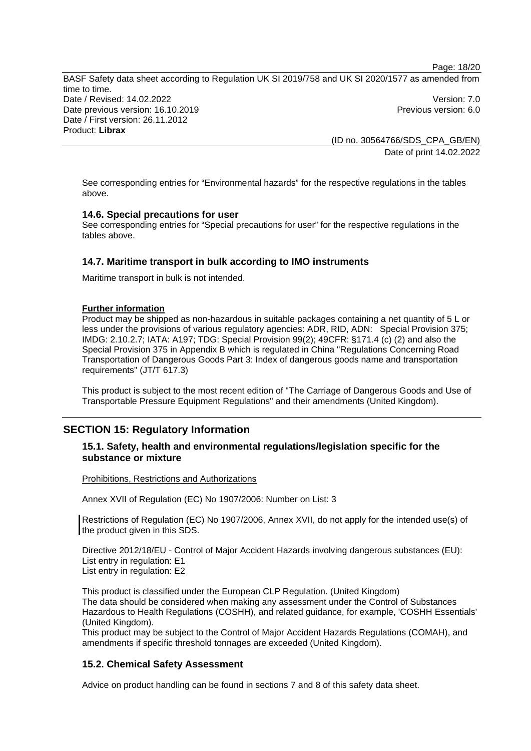See corresponding entries for "Environmental hazards" for the respective regulations in the tables above.

### 14.6. Special precautions for user

See corresponding entries for "Special precautions for user" for the respective regulations in the tables above.

### 14.7. Maritime transport in bulk according to IMO instruments

Maritime transport in bulk is not intended.

**Further information**

Product may be shipped as non-hazardous in suitable packages containing a net quantity of 5 L or less under the provisions of various regulatory agencies: ADR, RID, ADN: Special Provision 375; IMDG: 2.10.2.7; IATA: A197; TDG: Special Provision 99(2); 49CFR: §171.4 (c) (2) and also the Special Provision 375 in Appendix B which is regulated in China "Regulations Concerning Road Transportation of Dangerous Goods Part 3: Index of dangerous goods name and transportation requirements" (JT/T 617.3)

This product is subject to the most recent edition of "The Carriage of Dangerous Goods and Use of Transportable Pressure Equipment Regulations" and their amendments (United Kingdom).

## SECTION 15: Regulatory Information

### 15.1. Safety, health and environmental regulations/legislation specific for the substance or mixture

Prohibitions, Restrictions and Authorizations

Annex XVII of Regulation (EC) No 1907/2006: Number on List: 3

Restrictions of Regulation (EC) No 1907/2006, Annex XVII, do not apply for the intended use(s) of the product given in this SDS.

Directive 2012/18/EU - Control of Major Accident Hazards involving dangerous substances (EU):
List entry in regulation: E1
List entry in regulation: E2

This product is classified under the European CLP Regulation. (United Kingdom)
The data should be considered when making any assessment under the Control of Substances Hazardous to Health Regulations (COSHH), and related guidance, for example, 'COSHH Essentials' (United Kingdom).
This product may be subject to the Control of Major Accident Hazards Regulations (COMAH), and amendments if specific threshold tonnages are exceeded (United Kingdom).

### 15.2. Chemical Safety Assessment

Advice on product handling can be found in sections 7 and 8 of this safety data sheet.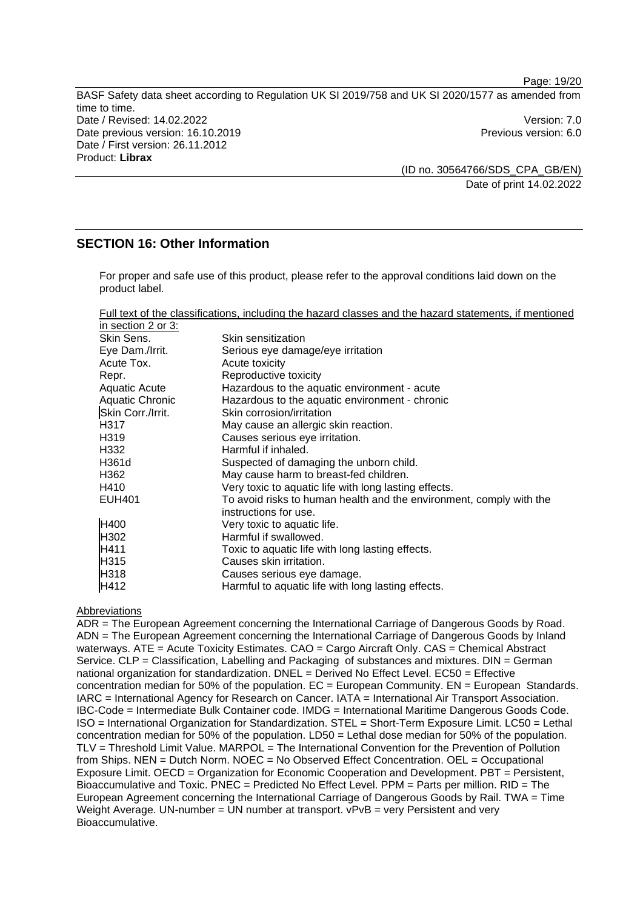## SECTION 16: Other Information

For proper and safe use of this product, please refer to the approval conditions laid down on the product label.

Full text of the classifications, including the hazard classes and the hazard statements, if mentioned in section 2 or 3:

| | |
|---|---|
| Skin Sens. | Skin sensitization |
| Eye Dam./Irrit. | Serious eye damage/eye irritation |
| Acute Tox. | Acute toxicity |
| Repr. | Reproductive toxicity |
| Aquatic Acute | Hazardous to the aquatic environment - acute |
| Aquatic Chronic | Hazardous to the aquatic environment - chronic |
| Skin Corr./Irrit. | Skin corrosion/irritation |
| H317 | May cause an allergic skin reaction. |
| H319 | Causes serious eye irritation. |
| H332 | Harmful if inhaled. |
| H361d | Suspected of damaging the unborn child. |
| H362 | May cause harm to breast-fed children. |
| H410 | Very toxic to aquatic life with long lasting effects. |
| EUH401 | To avoid risks to human health and the environment, comply with the instructions for use. |
| H400 | Very toxic to aquatic life. |
| H302 | Harmful if swallowed. |
| H411 | Toxic to aquatic life with long lasting effects. |
| H315 | Causes skin irritation. |
| H318 | Causes serious eye damage. |
| H412 | Harmful to aquatic life with long lasting effects. |

Abbreviations

ADR = The European Agreement concerning the International Carriage of Dangerous Goods by Road. ADN = The European Agreement concerning the International Carriage of Dangerous Goods by Inland waterways. ATE = Acute Toxicity Estimates. CAO = Cargo Aircraft Only. CAS = Chemical Abstract Service. CLP = Classification, Labelling and Packaging of substances and mixtures. DIN = German national organization for standardization. DNEL = Derived No Effect Level. EC50 = Effective concentration median for 50% of the population. EC = European Community. EN = European Standards. IARC = International Agency for Research on Cancer. IATA = International Air Transport Association. IBC-Code = Intermediate Bulk Container code. IMDG = International Maritime Dangerous Goods Code. ISO = International Organization for Standardization. STEL = Short-Term Exposure Limit. LC50 = Lethal concentration median for 50% of the population. LD50 = Lethal dose median for 50% of the population. TLV = Threshold Limit Value. MARPOL = The International Convention for the Prevention of Pollution from Ships. NEN = Dutch Norm. NOEC = No Observed Effect Concentration. OEL = Occupational Exposure Limit. OECD = Organization for Economic Cooperation and Development. PBT = Persistent, Bioaccumulative and Toxic. PNEC = Predicted No Effect Level. PPM = Parts per million. RID = The European Agreement concerning the International Carriage of Dangerous Goods by Rail. TWA = Time Weight Average. UN-number = UN number at transport. vPvB = very Persistent and very Bioaccumulative.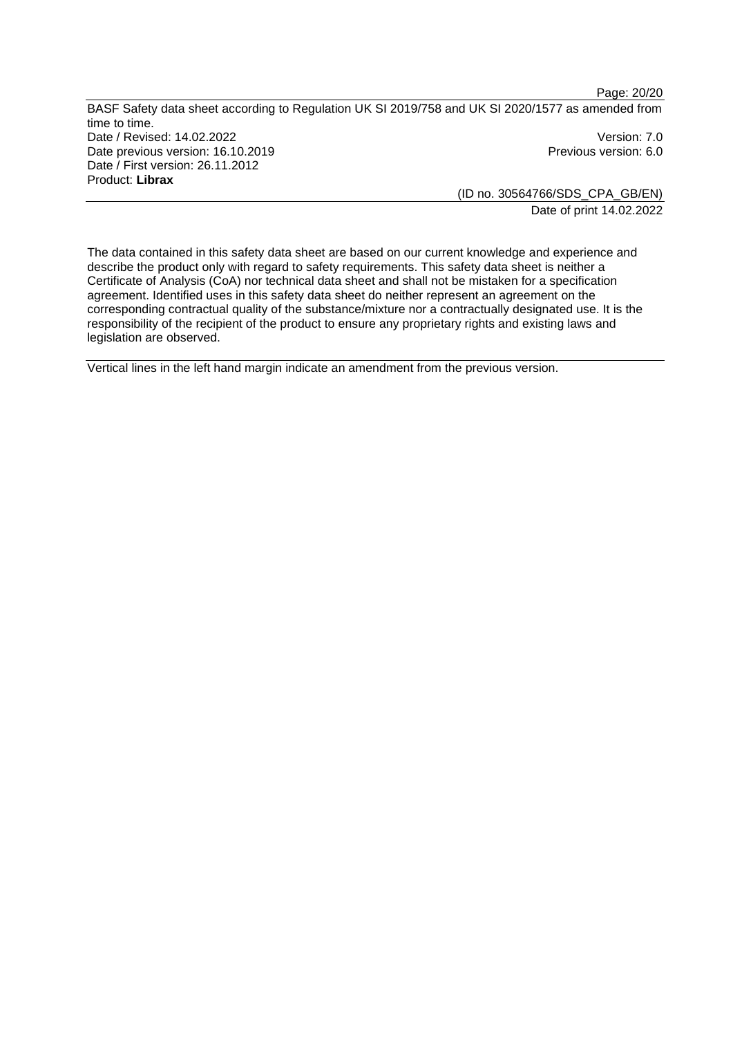The data contained in this safety data sheet are based on our current knowledge and experience and describe the product only with regard to safety requirements. This safety data sheet is neither a Certificate of Analysis (CoA) nor technical data sheet and shall not be mistaken for a specification agreement. Identified uses in this safety data sheet do neither represent an agreement on the corresponding contractual quality of the substance/mixture nor a contractually designated use. It is the responsibility of the recipient of the product to ensure any proprietary rights and existing laws and legislation are observed.

---

Vertical lines in the left hand margin indicate an amendment from the previous version.